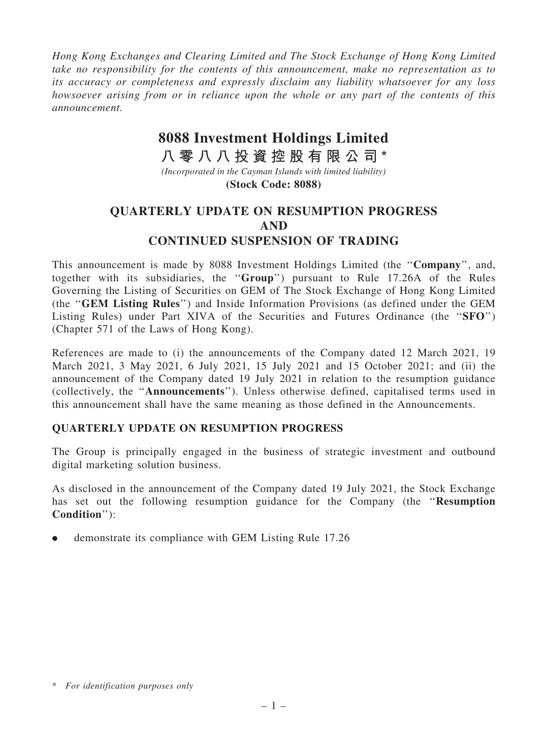*Hong Kong Exchanges and Clearing Limited and The Stock Exchange of Hong Kong Limited take no responsibility for the contents of this announcement, make no representation as to its accuracy or completeness and expressly disclaim any liability whatsoever for any loss howsoever arising from or in reliance upon the whole or any part of the contents of this announcement.*

# 8088 Investment Holdings Limited
# 八零八八投資控股有限公司*

*(Incorporated in the Cayman Islands with limited liability)*

**(Stock Code: 8088)**

## QUARTERLY UPDATE ON RESUMPTION PROGRESS AND CONTINUED SUSPENSION OF TRADING

This announcement is made by 8088 Investment Holdings Limited (the "**Company**", and, together with its subsidiaries, the "**Group**") pursuant to Rule 17.26A of the Rules Governing the Listing of Securities on GEM of The Stock Exchange of Hong Kong Limited (the "**GEM Listing Rules**") and Inside Information Provisions (as defined under the GEM Listing Rules) under Part XIVA of the Securities and Futures Ordinance (the "**SFO**") (Chapter 571 of the Laws of Hong Kong).

References are made to (i) the announcements of the Company dated 12 March 2021, 19 March 2021, 3 May 2021, 6 July 2021, 15 July 2021 and 15 October 2021; and (ii) the announcement of the Company dated 19 July 2021 in relation to the resumption guidance (collectively, the "**Announcements**"). Unless otherwise defined, capitalised terms used in this announcement shall have the same meaning as those defined in the Announcements.

### QUARTERLY UPDATE ON RESUMPTION PROGRESS

The Group is principally engaged in the business of strategic investment and outbound digital marketing solution business.

As disclosed in the announcement of the Company dated 19 July 2021, the Stock Exchange has set out the following resumption guidance for the Company (the "**Resumption Condition**"):

- demonstrate its compliance with GEM Listing Rule 17.26

\* *For identification purposes only*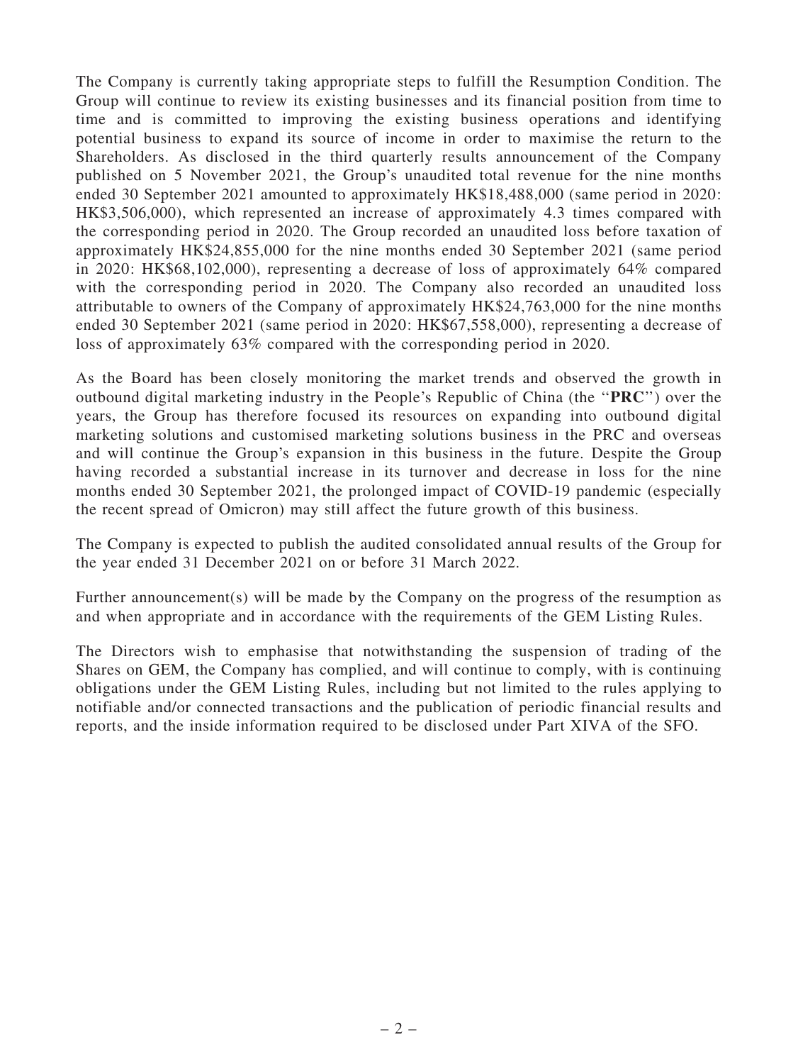The Company is currently taking appropriate steps to fulfill the Resumption Condition. The Group will continue to review its existing businesses and its financial position from time to time and is committed to improving the existing business operations and identifying potential business to expand its source of income in order to maximise the return to the Shareholders. As disclosed in the third quarterly results announcement of the Company published on 5 November 2021, the Group's unaudited total revenue for the nine months ended 30 September 2021 amounted to approximately HK$18,488,000 (same period in 2020: HK$3,506,000), which represented an increase of approximately 4.3 times compared with the corresponding period in 2020. The Group recorded an unaudited loss before taxation of approximately HK$24,855,000 for the nine months ended 30 September 2021 (same period in 2020: HK$68,102,000), representing a decrease of loss of approximately 64% compared with the corresponding period in 2020. The Company also recorded an unaudited loss attributable to owners of the Company of approximately HK$24,763,000 for the nine months ended 30 September 2021 (same period in 2020: HK$67,558,000), representing a decrease of loss of approximately 63% compared with the corresponding period in 2020.

As the Board has been closely monitoring the market trends and observed the growth in outbound digital marketing industry in the People's Republic of China (the "**PRC**") over the years, the Group has therefore focused its resources on expanding into outbound digital marketing solutions and customised marketing solutions business in the PRC and overseas and will continue the Group's expansion in this business in the future. Despite the Group having recorded a substantial increase in its turnover and decrease in loss for the nine months ended 30 September 2021, the prolonged impact of COVID-19 pandemic (especially the recent spread of Omicron) may still affect the future growth of this business.

The Company is expected to publish the audited consolidated annual results of the Group for the year ended 31 December 2021 on or before 31 March 2022.

Further announcement(s) will be made by the Company on the progress of the resumption as and when appropriate and in accordance with the requirements of the GEM Listing Rules.

The Directors wish to emphasise that notwithstanding the suspension of trading of the Shares on GEM, the Company has complied, and will continue to comply, with is continuing obligations under the GEM Listing Rules, including but not limited to the rules applying to notifiable and/or connected transactions and the publication of periodic financial results and reports, and the inside information required to be disclosed under Part XIVA of the SFO.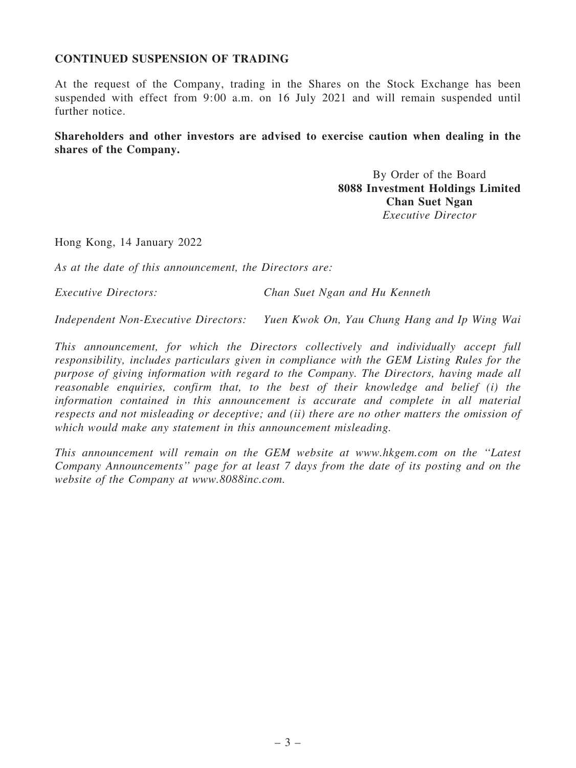**CONTINUED SUSPENSION OF TRADING**

At the request of the Company, trading in the Shares on the Stock Exchange has been suspended with effect from 9:00 a.m. on 16 July 2021 and will remain suspended until further notice.

**Shareholders and other investors are advised to exercise caution when dealing in the shares of the Company.**

By Order of the Board
**8088 Investment Holdings Limited**
**Chan Suet Ngan**
*Executive Director*

Hong Kong, 14 January 2022

*As at the date of this announcement, the Directors are:*

| | |
|---|---|
| *Executive Directors:* | *Chan Suet Ngan and Hu Kenneth* |
| *Independent Non-Executive Directors:* | *Yuen Kwok On, Yau Chung Hang and Ip Wing Wai* |

*This announcement, for which the Directors collectively and individually accept full responsibility, includes particulars given in compliance with the GEM Listing Rules for the purpose of giving information with regard to the Company. The Directors, having made all reasonable enquiries, confirm that, to the best of their knowledge and belief (i) the information contained in this announcement is accurate and complete in all material respects and not misleading or deceptive; and (ii) there are no other matters the omission of which would make any statement in this announcement misleading.*

*This announcement will remain on the GEM website at www.hkgem.com on the "Latest Company Announcements" page for at least 7 days from the date of its posting and on the website of the Company at www.8088inc.com.*